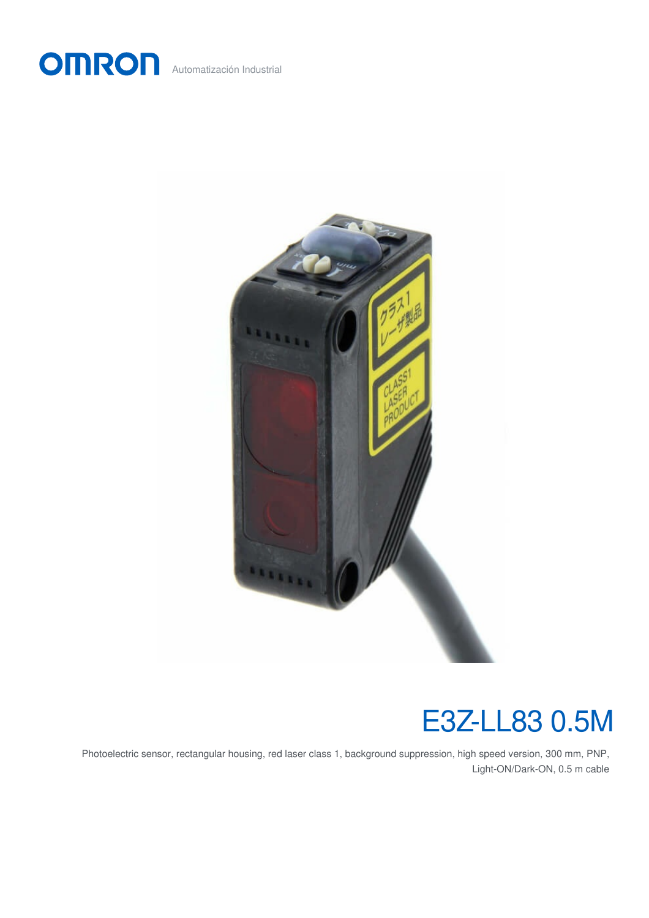OMRON Automatización Industrial

# E3Z-LL83 0.5M

Photoelectric sensor, rectangular housing, red laser class 1, background suppression, high speed version, 300 mm, PNP, Light-ON/Dark-ON, 0.5 m cable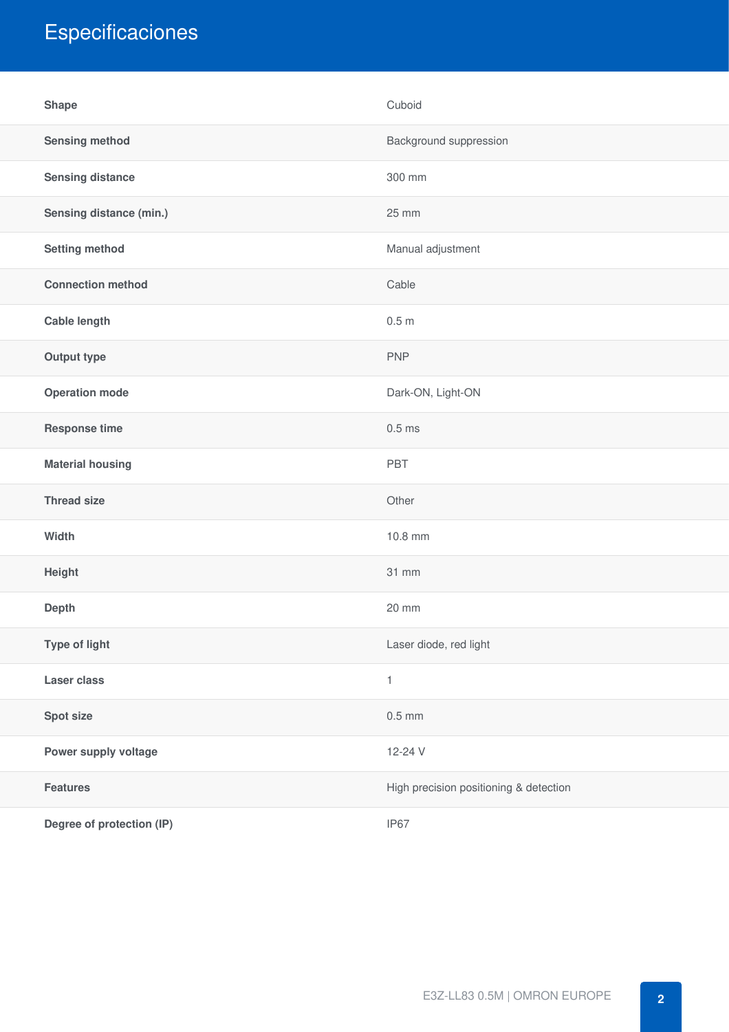# Especificaciones

| | |
|---|---|
| **Shape** | Cuboid |
| **Sensing method** | Background suppression |
| **Sensing distance** | 300 mm |
| **Sensing distance (min.)** | 25 mm |
| **Setting method** | Manual adjustment |
| **Connection method** | Cable |
| **Cable length** | 0.5 m |
| **Output type** | PNP |
| **Operation mode** | Dark-ON, Light-ON |
| **Response time** | 0.5 ms |
| **Material housing** | PBT |
| **Thread size** | Other |
| **Width** | 10.8 mm |
| **Height** | 31 mm |
| **Depth** | 20 mm |
| **Type of light** | Laser diode, red light |
| **Laser class** | 1 |
| **Spot size** | 0.5 mm |
| **Power supply voltage** | 12-24 V |
| **Features** | High precision positioning & detection |
| **Degree of protection (IP)** | IP67 |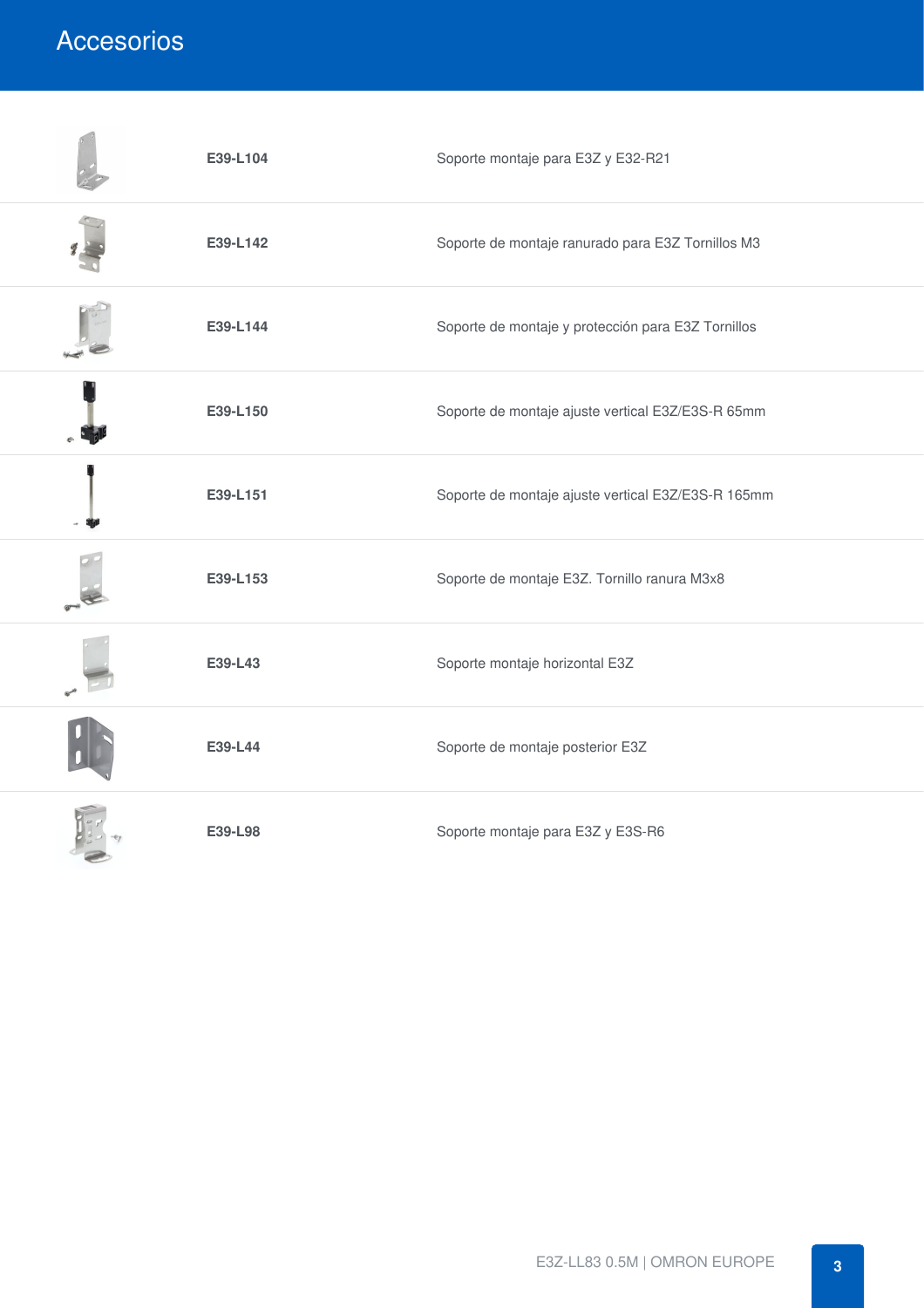# Accesorios

| | | |
|---|---|---|
| | **E39-L104** | Soporte montaje para E3Z y E32-R21 |
| | **E39-L142** | Soporte de montaje ranurado para E3Z Tornillos M3 |
| | **E39-L144** | Soporte de montaje y protección para E3Z Tornillos |
| | **E39-L150** | Soporte de montaje ajuste vertical E3Z/E3S-R 65mm |
| | **E39-L151** | Soporte de montaje ajuste vertical E3Z/E3S-R 165mm |
| | **E39-L153** | Soporte de montaje E3Z. Tornillo ranura M3x8 |
| | **E39-L43** | Soporte montaje horizontal E3Z |
| | **E39-L44** | Soporte de montaje posterior E3Z |
| | **E39-L98** | Soporte montaje para E3Z y E3S-R6 |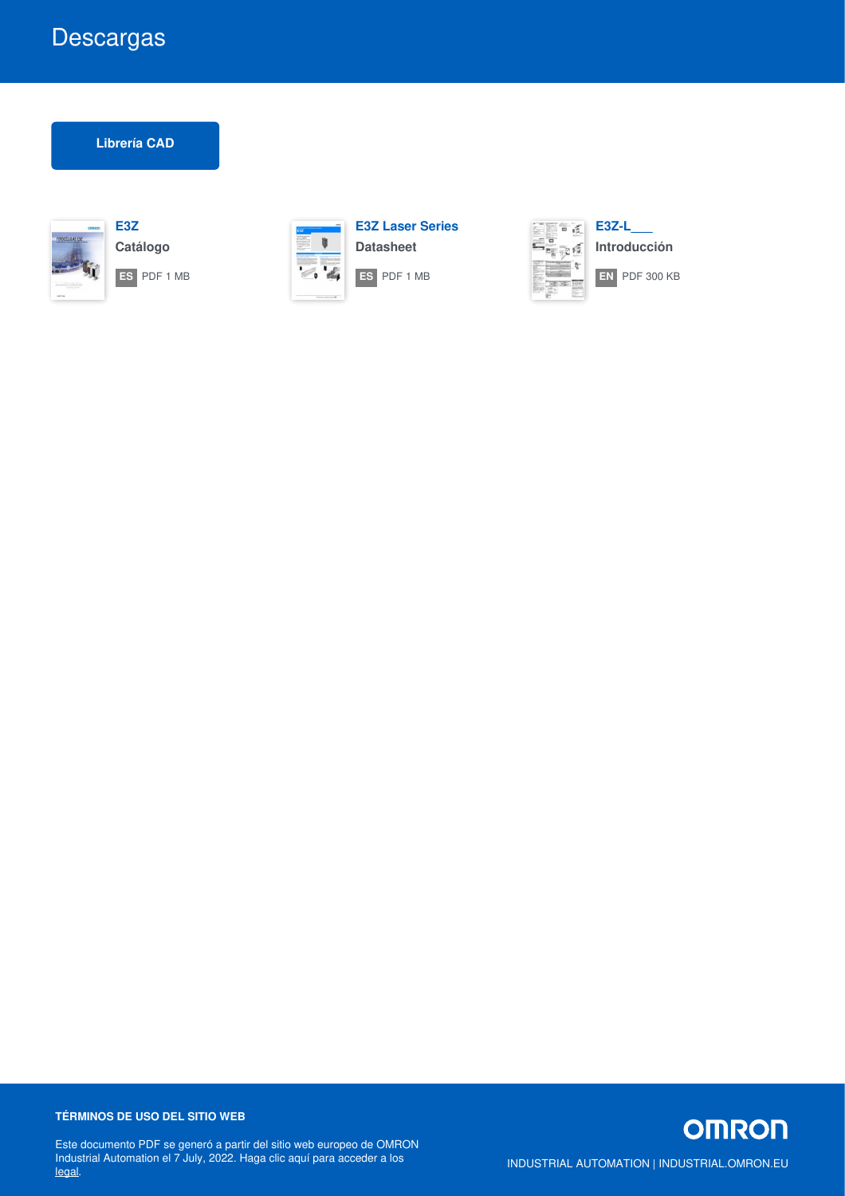# Descargas

**Librería CAD**

**E3Z**
**Catálogo**
ES PDF 1 MB

**E3Z Laser Series**
**Datasheet**
ES PDF 1 MB

**E3Z-L___**
**Introducción**
EN PDF 300 KB

**TÉRMINOS DE USO DEL SITIO WEB**

Este documento PDF se generó a partir del sitio web europeo de OMRON Industrial Automation el 7 July, 2022. Haga clic aquí para acceder a los legal.

OMRON

INDUSTRIAL AUTOMATION | INDUSTRIAL.OMRON.EU